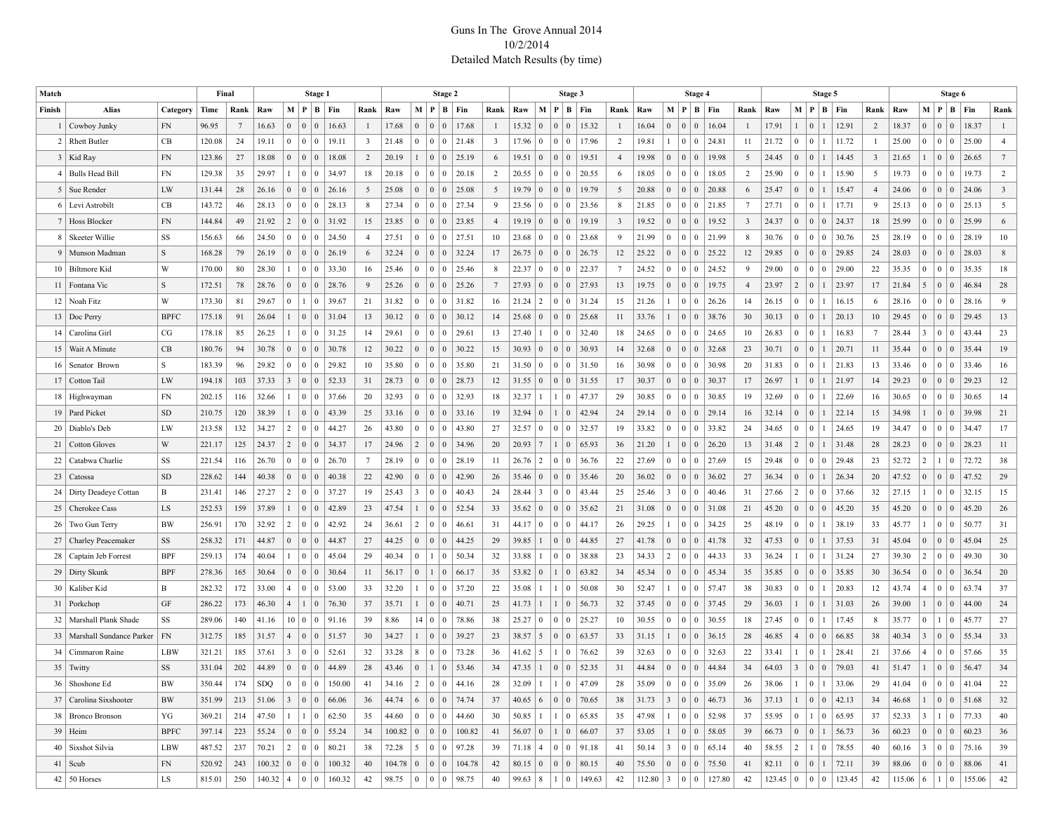# Guns In The Grove Annual 2014

10/2/2014

Detailed Match Results (by time)

| Match | | | Final | | Stage 1 | | | | | | Stage 2 | | | | | | Stage 3 | | | | | | Stage 4 | | | | | | Stage 5 | | | | | | Stage 6 | | | | | |
|---|---|---|---|---|---|---|---|---|---|---|---|---|---|---|---|---|---|---|---|---|---|---|---|---|---|---|---|---|---|---|---|---|---|---|---|---|---|---|---|---|
| Finish | Alias | Category | Time | Rank | Raw | M | P | B | Fin | Rank | Raw | M | P | B | Fin | Rank | Raw | M | P | B | Fin | Rank | Raw | M | P | B | Fin | Rank | Raw | M | P | B | Fin | Rank | Raw | M | P | B | Fin | Rank |
| 1 | Cowboy Junky | FN | 96.95 | 7 | 16.63 | 0 | 0 | 0 | 16.63 | 1 | 17.68 | 0 | 0 | 0 | 17.68 | 1 | 15.32 | 0 | 0 | 0 | 15.32 | 1 | 16.04 | 0 | 0 | 0 | 16.04 | 1 | 17.91 | 1 | 0 | 1 | 12.91 | 2 | 18.37 | 0 | 0 | 0 | 18.37 | 1 |
| 2 | Rhett Butler | CB | 120.08 | 24 | 19.11 | 0 | 0 | 0 | 19.11 | 3 | 21.48 | 0 | 0 | 0 | 21.48 | 3 | 17.96 | 0 | 0 | 0 | 17.96 | 2 | 19.81 | 1 | 0 | 0 | 24.81 | 11 | 21.72 | 0 | 0 | 1 | 11.72 | 1 | 25.00 | 0 | 0 | 0 | 25.00 | 4 |
| 3 | Kid Ray | FN | 123.86 | 27 | 18.08 | 0 | 0 | 0 | 18.08 | 2 | 20.19 | 1 | 0 | 0 | 25.19 | 6 | 19.51 | 0 | 0 | 0 | 19.51 | 4 | 19.98 | 0 | 0 | 0 | 19.98 | 5 | 24.45 | 0 | 0 | 1 | 14.45 | 3 | 21.65 | 1 | 0 | 0 | 26.65 | 7 |
| 4 | Bulls Head Bill | FN | 129.38 | 35 | 29.97 | 1 | 0 | 0 | 34.97 | 18 | 20.18 | 0 | 0 | 0 | 20.18 | 2 | 20.55 | 0 | 0 | 0 | 20.55 | 6 | 18.05 | 0 | 0 | 0 | 18.05 | 2 | 25.90 | 0 | 0 | 1 | 15.90 | 5 | 19.73 | 0 | 0 | 0 | 19.73 | 2 |
| 5 | Sue Render | LW | 131.44 | 28 | 26.16 | 0 | 0 | 0 | 26.16 | 5 | 25.08 | 0 | 0 | 0 | 25.08 | 5 | 19.79 | 0 | 0 | 0 | 19.79 | 5 | 20.88 | 0 | 0 | 0 | 20.88 | 6 | 25.47 | 0 | 0 | 1 | 15.47 | 4 | 24.06 | 0 | 0 | 0 | 24.06 | 3 |
| 6 | Levi Astrobilt | CB | 143.72 | 46 | 28.13 | 0 | 0 | 0 | 28.13 | 8 | 27.34 | 0 | 0 | 0 | 27.34 | 9 | 23.56 | 0 | 0 | 0 | 23.56 | 8 | 21.85 | 0 | 0 | 0 | 21.85 | 7 | 27.71 | 0 | 0 | 1 | 17.71 | 9 | 25.13 | 0 | 0 | 0 | 25.13 | 5 |
| 7 | Hoss Blocker | FN | 144.84 | 49 | 21.92 | 2 | 0 | 0 | 31.92 | 15 | 23.85 | 0 | 0 | 0 | 23.85 | 4 | 19.19 | 0 | 0 | 0 | 19.19 | 3 | 19.52 | 0 | 0 | 0 | 19.52 | 3 | 24.37 | 0 | 0 | 0 | 24.37 | 18 | 25.99 | 0 | 0 | 0 | 25.99 | 6 |
| 8 | Skeeter Willie | SS | 156.63 | 66 | 24.50 | 0 | 0 | 0 | 24.50 | 4 | 27.51 | 0 | 0 | 0 | 27.51 | 10 | 23.68 | 0 | 0 | 0 | 23.68 | 9 | 21.99 | 0 | 0 | 0 | 21.99 | 8 | 30.76 | 0 | 0 | 0 | 30.76 | 25 | 28.19 | 0 | 0 | 0 | 28.19 | 10 |
| 9 | Munson Madman | S | 168.28 | 79 | 26.19 | 0 | 0 | 0 | 26.19 | 6 | 32.24 | 0 | 0 | 0 | 32.24 | 17 | 26.75 | 0 | 0 | 0 | 26.75 | 12 | 25.22 | 0 | 0 | 0 | 25.22 | 12 | 29.85 | 0 | 0 | 0 | 29.85 | 24 | 28.03 | 0 | 0 | 0 | 28.03 | 8 |
| 10 | Biltmore Kid | W | 170.00 | 80 | 28.30 | 1 | 0 | 0 | 33.30 | 16 | 25.46 | 0 | 0 | 0 | 25.46 | 8 | 22.37 | 0 | 0 | 0 | 22.37 | 7 | 24.52 | 0 | 0 | 0 | 24.52 | 9 | 29.00 | 0 | 0 | 0 | 29.00 | 22 | 35.35 | 0 | 0 | 0 | 35.35 | 18 |
| 11 | Fontana Vic | S | 172.51 | 78 | 28.76 | 0 | 0 | 0 | 28.76 | 9 | 25.26 | 0 | 0 | 0 | 25.26 | 7 | 27.93 | 0 | 0 | 0 | 27.93 | 13 | 19.75 | 0 | 0 | 0 | 19.75 | 4 | 23.97 | 2 | 0 | 1 | 23.97 | 17 | 21.84 | 5 | 0 | 0 | 46.84 | 28 |
| 12 | Noah Fitz | W | 173.30 | 81 | 29.67 | 0 | 1 | 0 | 39.67 | 21 | 31.82 | 0 | 0 | 0 | 31.82 | 16 | 21.24 | 2 | 0 | 0 | 31.24 | 15 | 21.26 | 1 | 0 | 0 | 26.26 | 14 | 26.15 | 0 | 0 | 1 | 16.15 | 6 | 28.16 | 0 | 0 | 0 | 28.16 | 9 |
| 13 | Doc Perry | BPFC | 175.18 | 91 | 26.04 | 1 | 0 | 0 | 31.04 | 13 | 30.12 | 0 | 0 | 0 | 30.12 | 14 | 25.68 | 0 | 0 | 0 | 25.68 | 11 | 33.76 | 1 | 0 | 0 | 38.76 | 30 | 30.13 | 0 | 0 | 1 | 20.13 | 10 | 29.45 | 0 | 0 | 0 | 29.45 | 13 |
| 14 | Carolina Girl | CG | 178.18 | 85 | 26.25 | 1 | 0 | 0 | 31.25 | 14 | 29.61 | 0 | 0 | 0 | 29.61 | 13 | 27.40 | 1 | 0 | 0 | 32.40 | 18 | 24.65 | 0 | 0 | 0 | 24.65 | 10 | 26.83 | 0 | 0 | 1 | 16.83 | 7 | 28.44 | 3 | 0 | 0 | 43.44 | 23 |
| 15 | Wait A Minute | CB | 180.76 | 94 | 30.78 | 0 | 0 | 0 | 30.78 | 12 | 30.22 | 0 | 0 | 0 | 30.22 | 15 | 30.93 | 0 | 0 | 0 | 30.93 | 14 | 32.68 | 0 | 0 | 0 | 32.68 | 23 | 30.71 | 0 | 0 | 1 | 20.71 | 11 | 35.44 | 0 | 0 | 0 | 35.44 | 19 |
| 16 | Senator Brown | S | 183.39 | 96 | 29.82 | 0 | 0 | 0 | 29.82 | 10 | 35.80 | 0 | 0 | 0 | 35.80 | 21 | 31.50 | 0 | 0 | 0 | 31.50 | 16 | 30.98 | 0 | 0 | 0 | 30.98 | 20 | 31.83 | 0 | 0 | 1 | 21.83 | 13 | 33.46 | 0 | 0 | 0 | 33.46 | 16 |
| 17 | Cotton Tail | LW | 194.18 | 103 | 37.33 | 3 | 0 | 0 | 52.33 | 31 | 28.73 | 0 | 0 | 0 | 28.73 | 12 | 31.55 | 0 | 0 | 0 | 31.55 | 17 | 30.37 | 0 | 0 | 0 | 30.37 | 17 | 26.97 | 1 | 0 | 1 | 21.97 | 14 | 29.23 | 0 | 0 | 0 | 29.23 | 12 |
| 18 | Highwayman | FN | 202.15 | 116 | 32.66 | 1 | 0 | 0 | 37.66 | 20 | 32.93 | 0 | 0 | 0 | 32.93 | 18 | 32.37 | 1 | 1 | 0 | 47.37 | 29 | 30.85 | 0 | 0 | 0 | 30.85 | 19 | 32.69 | 0 | 0 | 1 | 22.69 | 16 | 30.65 | 0 | 0 | 0 | 30.65 | 14 |
| 19 | Pard Picket | SD | 210.75 | 120 | 38.39 | 1 | 0 | 0 | 43.39 | 25 | 33.16 | 0 | 0 | 0 | 33.16 | 19 | 32.94 | 0 | 1 | 0 | 42.94 | 24 | 29.14 | 0 | 0 | 0 | 29.14 | 16 | 32.14 | 0 | 0 | 1 | 22.14 | 15 | 34.98 | 1 | 0 | 0 | 39.98 | 21 |
| 20 | Diablo's Deb | LW | 213.58 | 132 | 34.27 | 2 | 0 | 0 | 44.27 | 26 | 43.80 | 0 | 0 | 0 | 43.80 | 27 | 32.57 | 0 | 0 | 0 | 32.57 | 19 | 33.82 | 0 | 0 | 0 | 33.82 | 24 | 34.65 | 0 | 0 | 1 | 24.65 | 19 | 34.47 | 0 | 0 | 0 | 34.47 | 17 |
| 21 | Cotton Gloves | W | 221.17 | 125 | 24.37 | 2 | 0 | 0 | 34.37 | 17 | 24.96 | 2 | 0 | 0 | 34.96 | 20 | 20.93 | 7 | 1 | 0 | 65.93 | 36 | 21.20 | 1 | 0 | 0 | 26.20 | 13 | 31.48 | 2 | 0 | 1 | 31.48 | 28 | 28.23 | 0 | 0 | 0 | 28.23 | 11 |
| 22 | Catabwa Charlie | SS | 221.54 | 116 | 26.70 | 0 | 0 | 0 | 26.70 | 7 | 28.19 | 0 | 0 | 0 | 28.19 | 11 | 26.76 | 2 | 0 | 0 | 36.76 | 22 | 27.69 | 0 | 0 | 0 | 27.69 | 15 | 29.48 | 0 | 0 | 0 | 29.48 | 23 | 52.72 | 2 | 1 | 0 | 72.72 | 38 |
| 23 | Catossa | SD | 228.62 | 144 | 40.38 | 0 | 0 | 0 | 40.38 | 22 | 42.90 | 0 | 0 | 0 | 42.90 | 26 | 35.46 | 0 | 0 | 0 | 35.46 | 20 | 36.02 | 0 | 0 | 0 | 36.02 | 27 | 36.34 | 0 | 0 | 1 | 26.34 | 20 | 47.52 | 0 | 0 | 0 | 47.52 | 29 |
| 24 | Dirty Deadeye Cottan | B | 231.41 | 146 | 27.27 | 2 | 0 | 0 | 37.27 | 19 | 25.43 | 3 | 0 | 0 | 40.43 | 24 | 28.44 | 3 | 0 | 0 | 43.44 | 25 | 25.46 | 3 | 0 | 0 | 40.46 | 31 | 27.66 | 2 | 0 | 0 | 37.66 | 32 | 27.15 | 1 | 0 | 0 | 32.15 | 15 |
| 25 | Cherokee Cass | LS | 252.53 | 159 | 37.89 | 1 | 0 | 0 | 42.89 | 23 | 47.54 | 1 | 0 | 0 | 52.54 | 33 | 35.62 | 0 | 0 | 0 | 35.62 | 21 | 31.08 | 0 | 0 | 0 | 31.08 | 21 | 45.20 | 0 | 0 | 0 | 45.20 | 35 | 45.20 | 0 | 0 | 0 | 45.20 | 26 |
| 26 | Two Gun Terry | BW | 256.91 | 170 | 32.92 | 2 | 0 | 0 | 42.92 | 24 | 36.61 | 2 | 0 | 0 | 46.61 | 31 | 44.17 | 0 | 0 | 0 | 44.17 | 26 | 29.25 | 1 | 0 | 0 | 34.25 | 25 | 48.19 | 0 | 0 | 1 | 38.19 | 33 | 45.77 | 1 | 0 | 0 | 50.77 | 31 |
| 27 | Charley Peacemaker | SS | 258.32 | 171 | 44.87 | 0 | 0 | 0 | 44.87 | 27 | 44.25 | 0 | 0 | 0 | 44.25 | 29 | 39.85 | 1 | 0 | 0 | 44.85 | 27 | 41.78 | 0 | 0 | 0 | 41.78 | 32 | 47.53 | 0 | 0 | 1 | 37.53 | 31 | 45.04 | 0 | 0 | 0 | 45.04 | 25 |
| 28 | Captain Jeb Forrest | BPF | 259.13 | 174 | 40.04 | 1 | 0 | 0 | 45.04 | 29 | 40.34 | 0 | 1 | 0 | 50.34 | 32 | 33.88 | 1 | 0 | 0 | 38.88 | 23 | 34.33 | 2 | 0 | 0 | 44.33 | 33 | 36.24 | 1 | 0 | 1 | 31.24 | 27 | 39.30 | 2 | 0 | 0 | 49.30 | 30 |
| 29 | Dirty Skunk | BPF | 278.36 | 165 | 30.64 | 0 | 0 | 0 | 30.64 | 11 | 56.17 | 0 | 1 | 0 | 66.17 | 35 | 53.82 | 0 | 1 | 0 | 63.82 | 34 | 45.34 | 0 | 0 | 0 | 45.34 | 35 | 35.85 | 0 | 0 | 0 | 35.85 | 30 | 36.54 | 0 | 0 | 0 | 36.54 | 20 |
| 30 | Kaliber Kid | B | 282.32 | 172 | 33.00 | 4 | 0 | 0 | 53.00 | 33 | 32.20 | 1 | 0 | 0 | 37.20 | 22 | 35.08 | 1 | 1 | 0 | 50.08 | 30 | 52.47 | 1 | 0 | 0 | 57.47 | 38 | 30.83 | 0 | 0 | 1 | 20.83 | 12 | 43.74 | 4 | 0 | 0 | 63.74 | 37 |
| 31 | Porkchop | GF | 286.22 | 173 | 46.30 | 4 | 1 | 0 | 76.30 | 37 | 35.71 | 1 | 0 | 0 | 40.71 | 25 | 41.73 | 1 | 1 | 0 | 56.73 | 32 | 37.45 | 0 | 0 | 0 | 37.45 | 29 | 36.03 | 1 | 0 | 1 | 31.03 | 26 | 39.00 | 1 | 0 | 0 | 44.00 | 24 |
| 32 | Marshall Plank Shade | SS | 289.06 | 140 | 41.16 | 10 | 0 | 0 | 91.16 | 39 | 8.86 | 14 | 0 | 0 | 78.86 | 38 | 25.27 | 0 | 0 | 0 | 25.27 | 10 | 30.55 | 0 | 0 | 0 | 30.55 | 18 | 27.45 | 0 | 0 | 1 | 17.45 | 8 | 35.77 | 0 | 1 | 0 | 45.77 | 27 |
| 33 | Marshall Sundance Parker | FN | 312.75 | 185 | 31.57 | 4 | 0 | 0 | 51.57 | 30 | 34.27 | 1 | 0 | 0 | 39.27 | 23 | 38.57 | 5 | 0 | 0 | 63.57 | 33 | 31.15 | 1 | 0 | 0 | 36.15 | 28 | 46.85 | 4 | 0 | 0 | 66.85 | 38 | 40.34 | 3 | 0 | 0 | 55.34 | 33 |
| 34 | Cimmaron Raine | LBW | 321.21 | 185 | 37.61 | 3 | 0 | 0 | 52.61 | 32 | 33.28 | 8 | 0 | 0 | 73.28 | 36 | 41.62 | 5 | 1 | 0 | 76.62 | 39 | 32.63 | 0 | 0 | 0 | 32.63 | 22 | 33.41 | 1 | 0 | 1 | 28.41 | 21 | 37.66 | 4 | 0 | 0 | 57.66 | 35 |
| 35 | Twitty | SS | 331.04 | 202 | 44.89 | 0 | 0 | 0 | 44.89 | 28 | 43.46 | 0 | 1 | 0 | 53.46 | 34 | 47.35 | 1 | 0 | 0 | 52.35 | 31 | 44.84 | 0 | 0 | 0 | 44.84 | 34 | 64.03 | 3 | 0 | 0 | 79.03 | 41 | 51.47 | 1 | 0 | 0 | 56.47 | 34 |
| 36 | Shoshone Ed | BW | 350.44 | 174 | SDQ | 0 | 0 | 0 | 150.00 | 41 | 34.16 | 2 | 0 | 0 | 44.16 | 28 | 32.09 | 1 | 1 | 0 | 47.09 | 28 | 35.09 | 0 | 0 | 0 | 35.09 | 26 | 38.06 | 1 | 0 | 1 | 33.06 | 29 | 41.04 | 0 | 0 | 0 | 41.04 | 22 |
| 37 | Carolina Sixshooter | BW | 351.99 | 213 | 51.06 | 3 | 0 | 0 | 66.06 | 36 | 44.74 | 6 | 0 | 0 | 74.74 | 37 | 40.65 | 6 | 0 | 0 | 70.65 | 38 | 31.73 | 3 | 0 | 0 | 46.73 | 36 | 37.13 | 1 | 0 | 0 | 42.13 | 34 | 46.68 | 1 | 0 | 0 | 51.68 | 32 |
| 38 | Bronco Bronson | YG | 369.21 | 214 | 47.50 | 1 | 1 | 0 | 62.50 | 35 | 44.60 | 0 | 0 | 0 | 44.60 | 30 | 50.85 | 1 | 1 | 0 | 65.85 | 35 | 47.98 | 1 | 0 | 0 | 52.98 | 37 | 55.95 | 0 | 1 | 0 | 65.95 | 37 | 52.33 | 3 | 1 | 0 | 77.33 | 40 |
| 39 | Heim | BPFC | 397.14 | 223 | 55.24 | 0 | 0 | 0 | 55.24 | 34 | 100.82 | 0 | 0 | 0 | 100.82 | 41 | 56.07 | 0 | 1 | 0 | 66.07 | 37 | 53.05 | 1 | 0 | 0 | 58.05 | 39 | 66.73 | 0 | 0 | 1 | 56.73 | 36 | 60.23 | 0 | 0 | 0 | 60.23 | 36 |
| 40 | Sixshot Silvia | LBW | 487.52 | 237 | 70.21 | 2 | 0 | 0 | 80.21 | 38 | 72.28 | 5 | 0 | 0 | 97.28 | 39 | 71.18 | 4 | 0 | 0 | 91.18 | 41 | 50.14 | 3 | 0 | 0 | 65.14 | 40 | 58.55 | 2 | 1 | 0 | 78.55 | 40 | 60.16 | 3 | 0 | 0 | 75.16 | 39 |
| 41 | Scub | FN | 520.92 | 243 | 100.32 | 0 | 0 | 0 | 100.32 | 40 | 104.78 | 0 | 0 | 0 | 104.78 | 42 | 80.15 | 0 | 0 | 0 | 80.15 | 40 | 75.50 | 0 | 0 | 0 | 75.50 | 41 | 82.11 | 0 | 0 | 1 | 72.11 | 39 | 88.06 | 0 | 0 | 0 | 88.06 | 41 |
| 42 | 50 Horses | LS | 815.01 | 250 | 140.32 | 4 | 0 | 0 | 160.32 | 42 | 98.75 | 0 | 0 | 0 | 98.75 | 40 | 99.63 | 8 | 1 | 0 | 149.63 | 42 | 112.80 | 3 | 0 | 0 | 127.80 | 42 | 123.45 | 0 | 0 | 0 | 123.45 | 42 | 115.06 | 6 | 1 | 0 | 155.06 | 42 |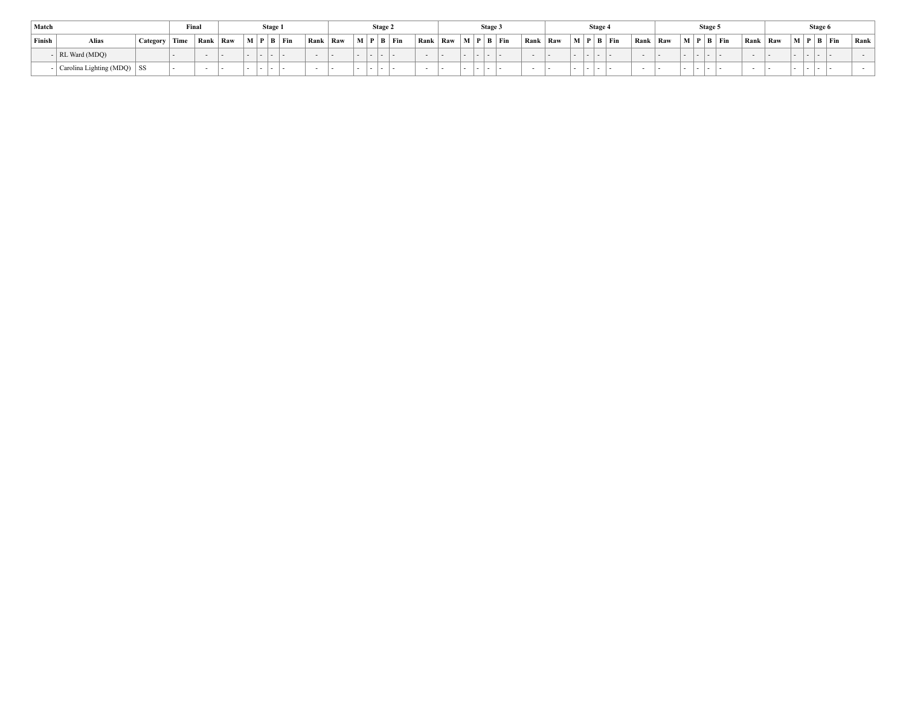| Match | | | Final | | Stage 1 | | | | | | Stage 2 | | | | | | Stage 3 | | | | | | Stage 4 | | | | | | Stage 5 | | | | | | Stage 6 | | | | | |
|---|---|---|---|---|---|---|---|---|---|---|---|---|---|---|---|---|---|---|---|---|---|---|---|---|---|---|---|---|---|---|---|---|---|---|---|---|---|---|---|---|
| Finish | Alias | Category | Time | Rank | Raw | M | P | B | Fin | Rank | Raw | M | P | B | Fin | Rank | Raw | M | P | B | Fin | Rank | Raw | M | P | B | Fin | Rank | Raw | M | P | B | Fin | Rank | Raw | M | P | B | Fin | Rank |
| - | RL Ward (MDQ) | | - | - | - | - | - | - | - | - | - | - | - | - | - | - | - | - | - | - | - | - | - | - | - | - | - | - | - | - | - | - | - | - | - | - | - | - | - | - |
| - | Carolina Lighting (MDQ) | SS | - | - | - | - | - | - | - | - | - | - | - | - | - | - | - | - | - | - | - | - | - | - | - | - | - | - | - | - | - | - | - | - | - | - | - | - | - | - |